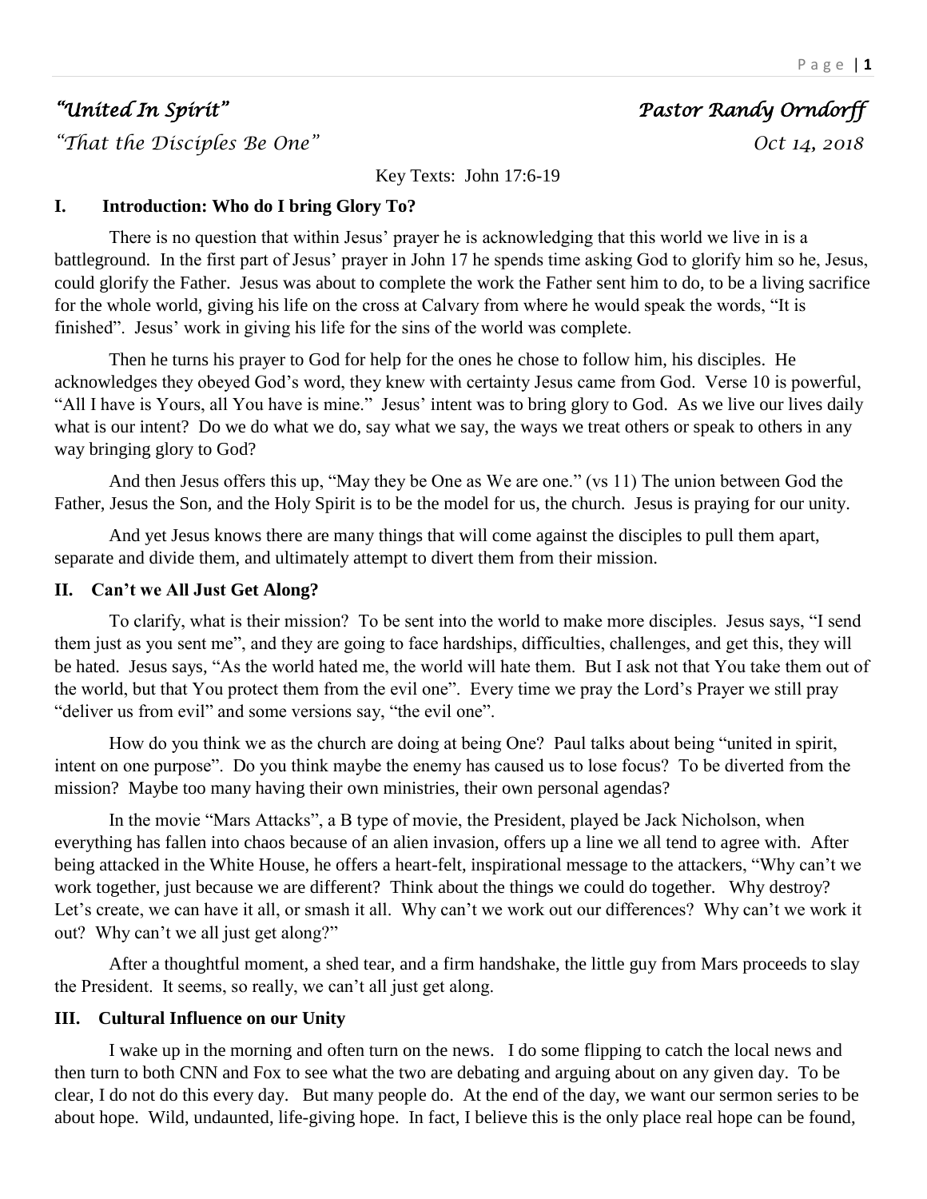*"United In Spirit"* *Pastor Randy Orndorff*

*"That the Disciples Be One"* *Oct 14, 2018*

Key Texts: John 17:6-19

## I. Introduction: Who do I bring Glory To?

There is no question that within Jesus' prayer he is acknowledging that this world we live in is a battleground. In the first part of Jesus' prayer in John 17 he spends time asking God to glorify him so he, Jesus, could glorify the Father. Jesus was about to complete the work the Father sent him to do, to be a living sacrifice for the whole world, giving his life on the cross at Calvary from where he would speak the words, "It is finished". Jesus' work in giving his life for the sins of the world was complete.

Then he turns his prayer to God for help for the ones he chose to follow him, his disciples. He acknowledges they obeyed God's word, they knew with certainty Jesus came from God. Verse 10 is powerful, "All I have is Yours, all You have is mine." Jesus' intent was to bring glory to God. As we live our lives daily what is our intent? Do we do what we do, say what we say, the ways we treat others or speak to others in any way bringing glory to God?

And then Jesus offers this up, "May they be One as We are one." (vs 11) The union between God the Father, Jesus the Son, and the Holy Spirit is to be the model for us, the church. Jesus is praying for our unity.

And yet Jesus knows there are many things that will come against the disciples to pull them apart, separate and divide them, and ultimately attempt to divert them from their mission.

## II. Can't we All Just Get Along?

To clarify, what is their mission? To be sent into the world to make more disciples. Jesus says, "I send them just as you sent me", and they are going to face hardships, difficulties, challenges, and get this, they will be hated. Jesus says, "As the world hated me, the world will hate them. But I ask not that You take them out of the world, but that You protect them from the evil one". Every time we pray the Lord's Prayer we still pray "deliver us from evil" and some versions say, "the evil one".

How do you think we as the church are doing at being One? Paul talks about being "united in spirit, intent on one purpose". Do you think maybe the enemy has caused us to lose focus? To be diverted from the mission? Maybe too many having their own ministries, their own personal agendas?

In the movie "Mars Attacks", a B type of movie, the President, played be Jack Nicholson, when everything has fallen into chaos because of an alien invasion, offers up a line we all tend to agree with. After being attacked in the White House, he offers a heart-felt, inspirational message to the attackers, "Why can't we work together, just because we are different? Think about the things we could do together. Why destroy? Let's create, we can have it all, or smash it all. Why can't we work out our differences? Why can't we work it out? Why can't we all just get along?"

After a thoughtful moment, a shed tear, and a firm handshake, the little guy from Mars proceeds to slay the President. It seems, so really, we can't all just get along.

## III. Cultural Influence on our Unity

I wake up in the morning and often turn on the news. I do some flipping to catch the local news and then turn to both CNN and Fox to see what the two are debating and arguing about on any given day. To be clear, I do not do this every day. But many people do. At the end of the day, we want our sermon series to be about hope. Wild, undaunted, life-giving hope. In fact, I believe this is the only place real hope can be found,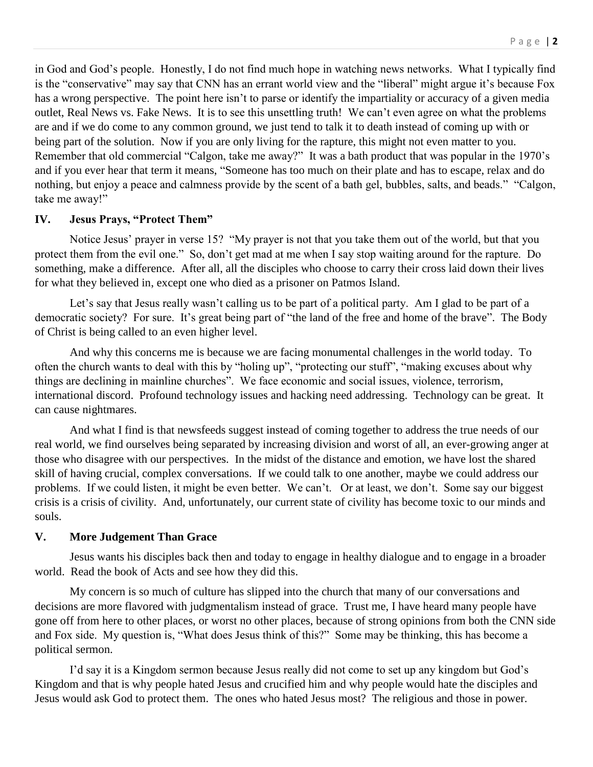in God and God's people. Honestly, I do not find much hope in watching news networks. What I typically find is the "conservative" may say that CNN has an errant world view and the "liberal" might argue it's because Fox has a wrong perspective. The point here isn't to parse or identify the impartiality or accuracy of a given media outlet, Real News vs. Fake News. It is to see this unsettling truth! We can't even agree on what the problems are and if we do come to any common ground, we just tend to talk it to death instead of coming up with or being part of the solution. Now if you are only living for the rapture, this might not even matter to you. Remember that old commercial "Calgon, take me away?" It was a bath product that was popular in the 1970's and if you ever hear that term it means, "Someone has too much on their plate and has to escape, relax and do nothing, but enjoy a peace and calmness provide by the scent of a bath gel, bubbles, salts, and beads." "Calgon, take me away!"

### IV. Jesus Prays, "Protect Them"

Notice Jesus' prayer in verse 15? "My prayer is not that you take them out of the world, but that you protect them from the evil one." So, don't get mad at me when I say stop waiting around for the rapture. Do something, make a difference. After all, all the disciples who choose to carry their cross laid down their lives for what they believed in, except one who died as a prisoner on Patmos Island.

Let's say that Jesus really wasn't calling us to be part of a political party. Am I glad to be part of a democratic society? For sure. It's great being part of "the land of the free and home of the brave". The Body of Christ is being called to an even higher level.

And why this concerns me is because we are facing monumental challenges in the world today. To often the church wants to deal with this by "holing up", "protecting our stuff", "making excuses about why things are declining in mainline churches". We face economic and social issues, violence, terrorism, international discord. Profound technology issues and hacking need addressing. Technology can be great. It can cause nightmares.

And what I find is that newsfeeds suggest instead of coming together to address the true needs of our real world, we find ourselves being separated by increasing division and worst of all, an ever-growing anger at those who disagree with our perspectives. In the midst of the distance and emotion, we have lost the shared skill of having crucial, complex conversations. If we could talk to one another, maybe we could address our problems. If we could listen, it might be even better. We can't. Or at least, we don't. Some say our biggest crisis is a crisis of civility. And, unfortunately, our current state of civility has become toxic to our minds and souls.

### V. More Judgement Than Grace

Jesus wants his disciples back then and today to engage in healthy dialogue and to engage in a broader world. Read the book of Acts and see how they did this.

My concern is so much of culture has slipped into the church that many of our conversations and decisions are more flavored with judgmentalism instead of grace. Trust me, I have heard many people have gone off from here to other places, or worst no other places, because of strong opinions from both the CNN side and Fox side. My question is, "What does Jesus think of this?" Some may be thinking, this has become a political sermon.

I'd say it is a Kingdom sermon because Jesus really did not come to set up any kingdom but God's Kingdom and that is why people hated Jesus and crucified him and why people would hate the disciples and Jesus would ask God to protect them. The ones who hated Jesus most? The religious and those in power.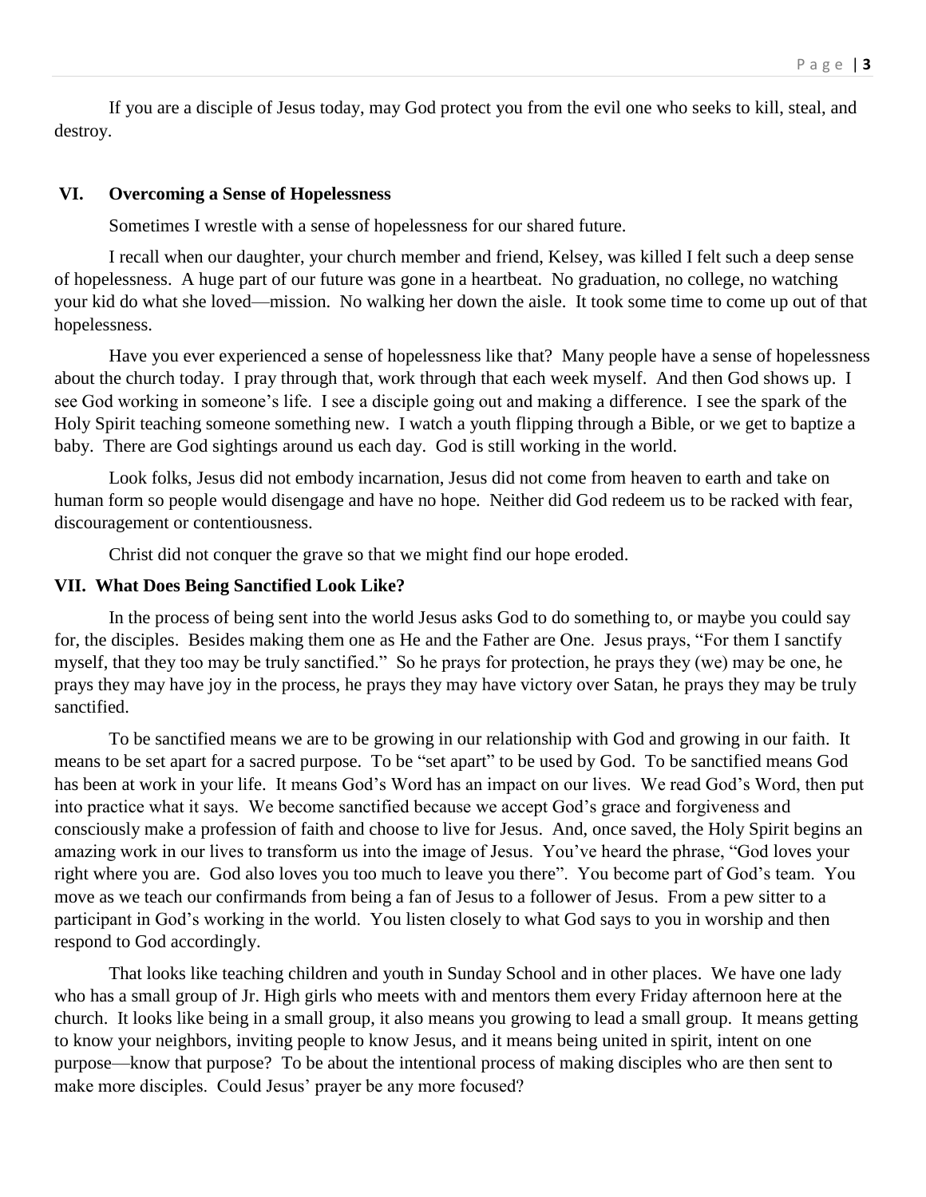If you are a disciple of Jesus today, may God protect you from the evil one who seeks to kill, steal, and destroy.

## VI. Overcoming a Sense of Hopelessness

Sometimes I wrestle with a sense of hopelessness for our shared future.

I recall when our daughter, your church member and friend, Kelsey, was killed I felt such a deep sense of hopelessness. A huge part of our future was gone in a heartbeat. No graduation, no college, no watching your kid do what she loved—mission. No walking her down the aisle. It took some time to come up out of that hopelessness.

Have you ever experienced a sense of hopelessness like that? Many people have a sense of hopelessness about the church today. I pray through that, work through that each week myself. And then God shows up. I see God working in someone's life. I see a disciple going out and making a difference. I see the spark of the Holy Spirit teaching someone something new. I watch a youth flipping through a Bible, or we get to baptize a baby. There are God sightings around us each day. God is still working in the world.

Look folks, Jesus did not embody incarnation, Jesus did not come from heaven to earth and take on human form so people would disengage and have no hope. Neither did God redeem us to be racked with fear, discouragement or contentiousness.

Christ did not conquer the grave so that we might find our hope eroded.

## VII. What Does Being Sanctified Look Like?

In the process of being sent into the world Jesus asks God to do something to, or maybe you could say for, the disciples. Besides making them one as He and the Father are One. Jesus prays, "For them I sanctify myself, that they too may be truly sanctified." So he prays for protection, he prays they (we) may be one, he prays they may have joy in the process, he prays they may have victory over Satan, he prays they may be truly sanctified.

To be sanctified means we are to be growing in our relationship with God and growing in our faith. It means to be set apart for a sacred purpose. To be "set apart" to be used by God. To be sanctified means God has been at work in your life. It means God's Word has an impact on our lives. We read God's Word, then put into practice what it says. We become sanctified because we accept God's grace and forgiveness and consciously make a profession of faith and choose to live for Jesus. And, once saved, the Holy Spirit begins an amazing work in our lives to transform us into the image of Jesus. You've heard the phrase, "God loves your right where you are. God also loves you too much to leave you there". You become part of God's team. You move as we teach our confirmands from being a fan of Jesus to a follower of Jesus. From a pew sitter to a participant in God's working in the world. You listen closely to what God says to you in worship and then respond to God accordingly.

That looks like teaching children and youth in Sunday School and in other places. We have one lady who has a small group of Jr. High girls who meets with and mentors them every Friday afternoon here at the church. It looks like being in a small group, it also means you growing to lead a small group. It means getting to know your neighbors, inviting people to know Jesus, and it means being united in spirit, intent on one purpose—know that purpose? To be about the intentional process of making disciples who are then sent to make more disciples. Could Jesus' prayer be any more focused?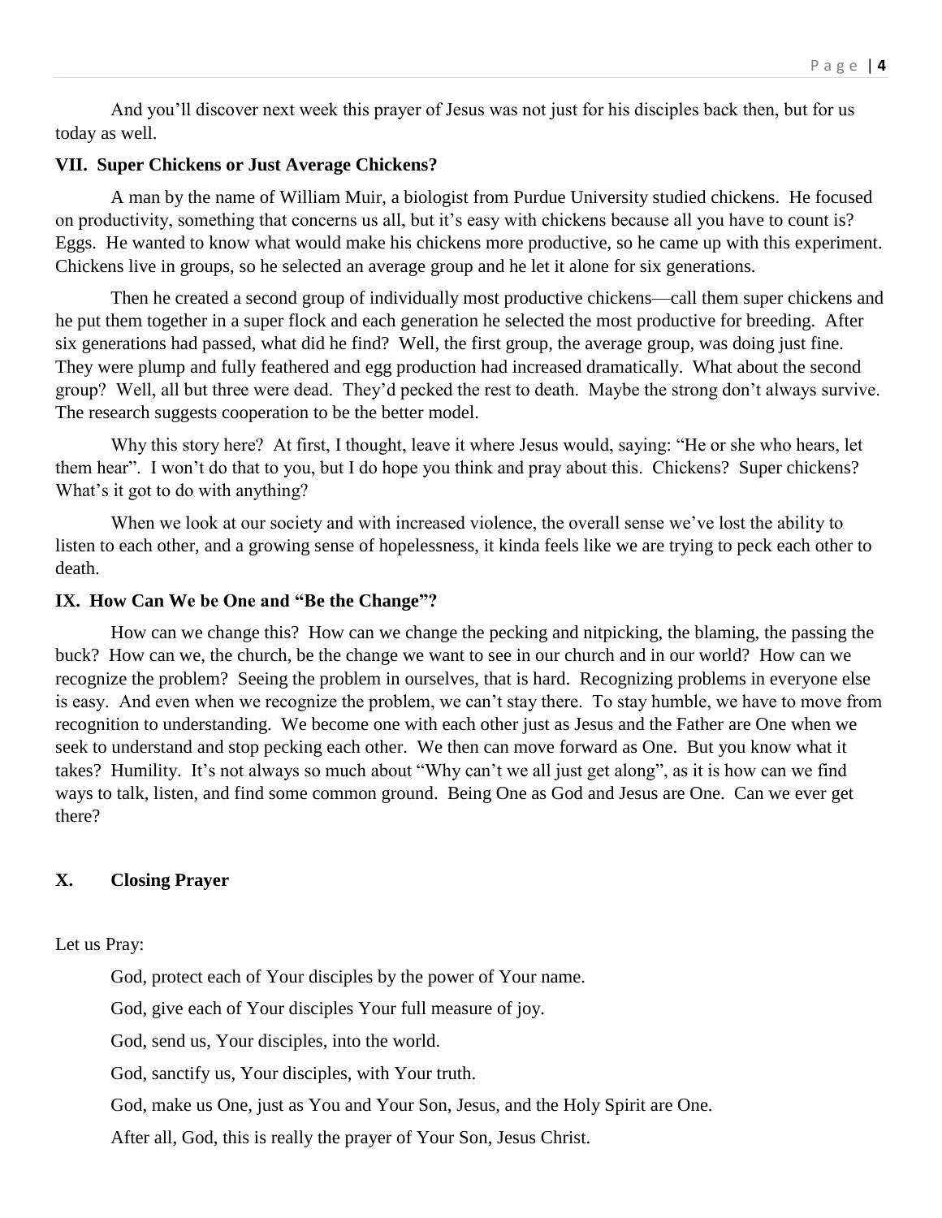And you'll discover next week this prayer of Jesus was not just for his disciples back then, but for us today as well.

### VII. Super Chickens or Just Average Chickens?

A man by the name of William Muir, a biologist from Purdue University studied chickens. He focused on productivity, something that concerns us all, but it's easy with chickens because all you have to count is? Eggs. He wanted to know what would make his chickens more productive, so he came up with this experiment. Chickens live in groups, so he selected an average group and he let it alone for six generations.

Then he created a second group of individually most productive chickens—call them super chickens and he put them together in a super flock and each generation he selected the most productive for breeding. After six generations had passed, what did he find? Well, the first group, the average group, was doing just fine. They were plump and fully feathered and egg production had increased dramatically. What about the second group? Well, all but three were dead. They'd pecked the rest to death. Maybe the strong don't always survive. The research suggests cooperation to be the better model.

Why this story here? At first, I thought, leave it where Jesus would, saying: "He or she who hears, let them hear". I won't do that to you, but I do hope you think and pray about this. Chickens? Super chickens? What's it got to do with anything?

When we look at our society and with increased violence, the overall sense we've lost the ability to listen to each other, and a growing sense of hopelessness, it kinda feels like we are trying to peck each other to death.

### IX. How Can We be One and "Be the Change"?

How can we change this? How can we change the pecking and nitpicking, the blaming, the passing the buck? How can we, the church, be the change we want to see in our church and in our world? How can we recognize the problem? Seeing the problem in ourselves, that is hard. Recognizing problems in everyone else is easy. And even when we recognize the problem, we can't stay there. To stay humble, we have to move from recognition to understanding. We become one with each other just as Jesus and the Father are One when we seek to understand and stop pecking each other. We then can move forward as One. But you know what it takes? Humility. It's not always so much about "Why can't we all just get along", as it is how can we find ways to talk, listen, and find some common ground. Being One as God and Jesus are One. Can we ever get there?

### X. Closing Prayer

Let us Pray:

God, protect each of Your disciples by the power of Your name.

God, give each of Your disciples Your full measure of joy.

God, send us, Your disciples, into the world.

God, sanctify us, Your disciples, with Your truth.

God, make us One, just as You and Your Son, Jesus, and the Holy Spirit are One.

After all, God, this is really the prayer of Your Son, Jesus Christ.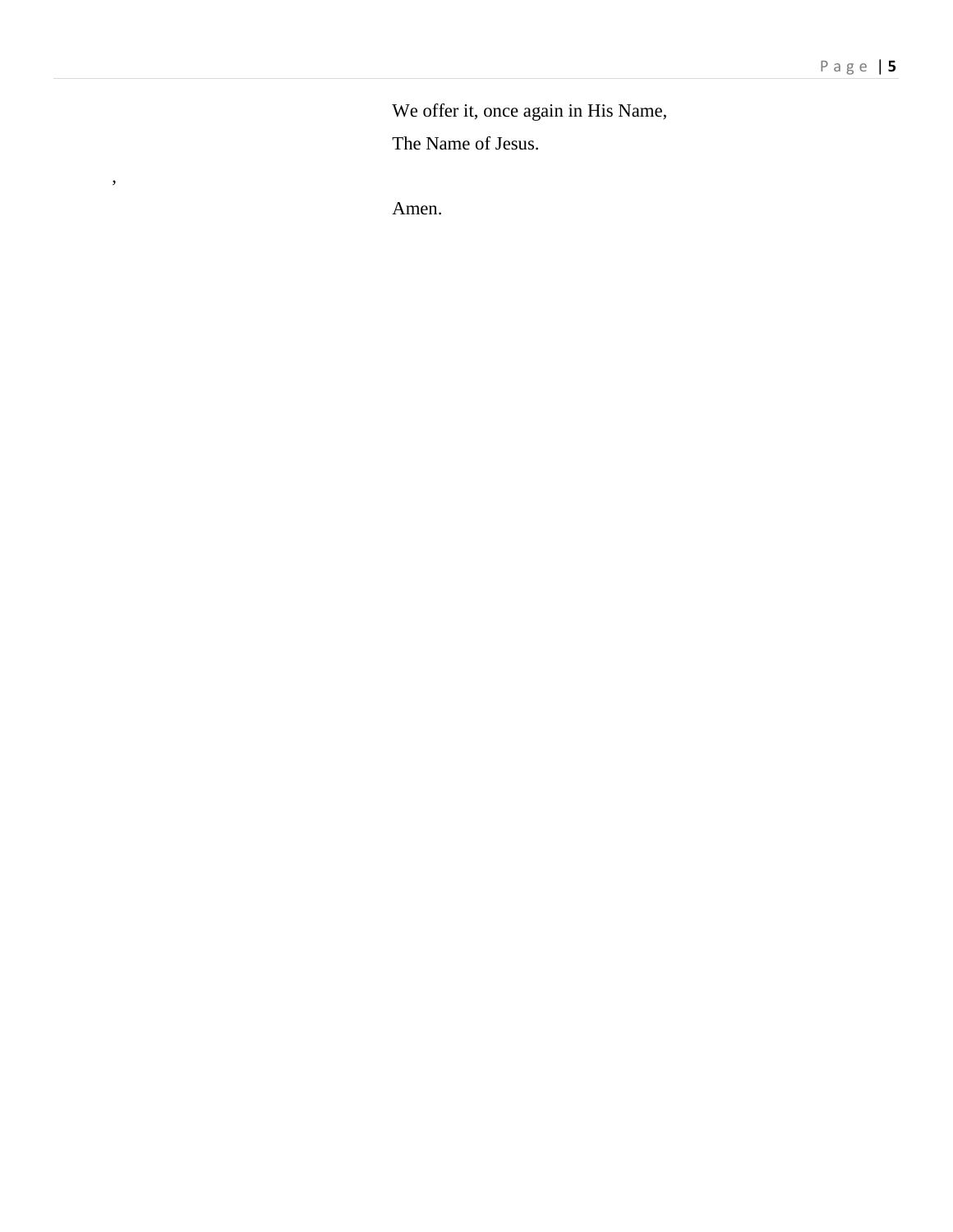We offer it, once again in His Name,
The Name of Jesus.

,

Amen.